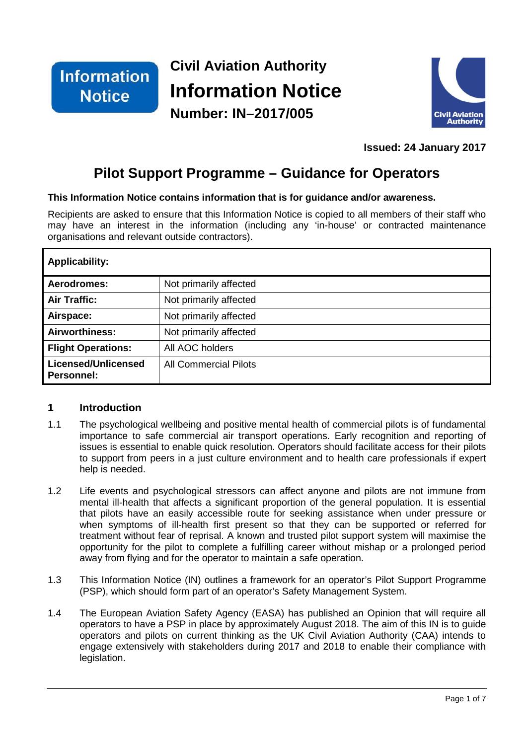Information Notice

# Civil Aviation Authority
# Information Notice
## Number: IN–2017/005

**Issued: 24 January 2017**

# Pilot Support Programme – Guidance for Operators

**This Information Notice contains information that is for guidance and/or awareness.**

Recipients are asked to ensure that this Information Notice is copied to all members of their staff who may have an interest in the information (including any 'in-house' or contracted maintenance organisations and relevant outside contractors).

| **Applicability:** | |
|---|---|
| **Aerodromes:** | Not primarily affected |
| **Air Traffic:** | Not primarily affected |
| **Airspace:** | Not primarily affected |
| **Airworthiness:** | Not primarily affected |
| **Flight Operations:** | All AOC holders |
| **Licensed/Unlicensed Personnel:** | All Commercial Pilots |

## 1 Introduction

1.1 The psychological wellbeing and positive mental health of commercial pilots is of fundamental importance to safe commercial air transport operations. Early recognition and reporting of issues is essential to enable quick resolution. Operators should facilitate access for their pilots to support from peers in a just culture environment and to health care professionals if expert help is needed.

1.2 Life events and psychological stressors can affect anyone and pilots are not immune from mental ill-health that affects a significant proportion of the general population. It is essential that pilots have an easily accessible route for seeking assistance when under pressure or when symptoms of ill-health first present so that they can be supported or referred for treatment without fear of reprisal. A known and trusted pilot support system will maximise the opportunity for the pilot to complete a fulfilling career without mishap or a prolonged period away from flying and for the operator to maintain a safe operation.

1.3 This Information Notice (IN) outlines a framework for an operator's Pilot Support Programme (PSP), which should form part of an operator's Safety Management System.

1.4 The European Aviation Safety Agency (EASA) has published an Opinion that will require all operators to have a PSP in place by approximately August 2018. The aim of this IN is to guide operators and pilots on current thinking as the UK Civil Aviation Authority (CAA) intends to engage extensively with stakeholders during 2017 and 2018 to enable their compliance with legislation.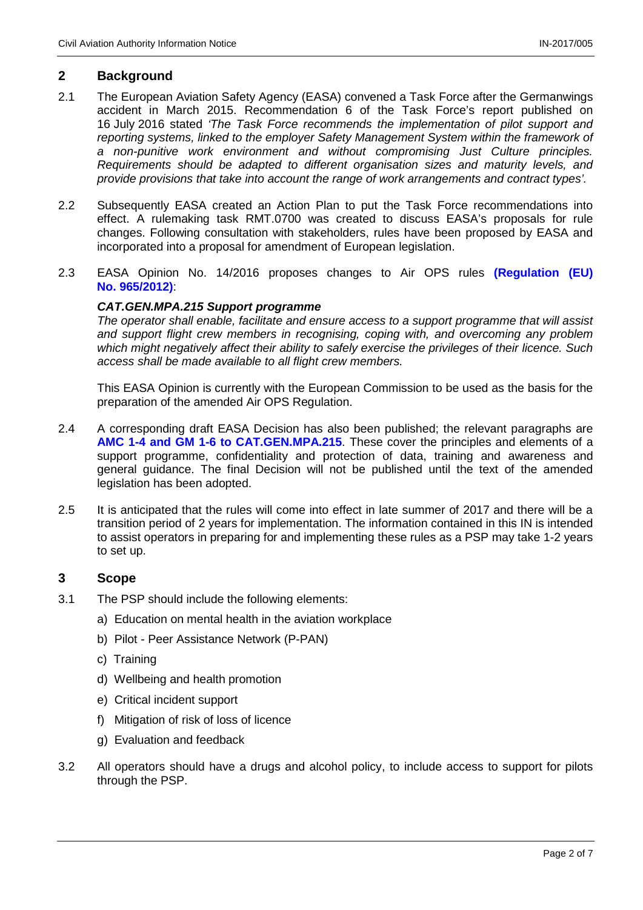## 2 Background

2.1 The European Aviation Safety Agency (EASA) convened a Task Force after the Germanwings accident in March 2015. Recommendation 6 of the Task Force's report published on 16 July 2016 stated *'The Task Force recommends the implementation of pilot support and reporting systems, linked to the employer Safety Management System within the framework of a non-punitive work environment and without compromising Just Culture principles. Requirements should be adapted to different organisation sizes and maturity levels, and provide provisions that take into account the range of work arrangements and contract types'.*

2.2 Subsequently EASA created an Action Plan to put the Task Force recommendations into effect. A rulemaking task RMT.0700 was created to discuss EASA's proposals for rule changes. Following consultation with stakeholders, rules have been proposed by EASA and incorporated into a proposal for amendment of European legislation.

2.3 EASA Opinion No. 14/2016 proposes changes to Air OPS rules **(Regulation (EU) No. 965/2012)**:

***CAT.GEN.MPA.215 Support programme***

*The operator shall enable, facilitate and ensure access to a support programme that will assist and support flight crew members in recognising, coping with, and overcoming any problem which might negatively affect their ability to safely exercise the privileges of their licence. Such access shall be made available to all flight crew members.*

This EASA Opinion is currently with the European Commission to be used as the basis for the preparation of the amended Air OPS Regulation.

2.4 A corresponding draft EASA Decision has also been published; the relevant paragraphs are **AMC 1-4 and GM 1-6 to CAT.GEN.MPA.215**. These cover the principles and elements of a support programme, confidentiality and protection of data, training and awareness and general guidance. The final Decision will not be published until the text of the amended legislation has been adopted.

2.5 It is anticipated that the rules will come into effect in late summer of 2017 and there will be a transition period of 2 years for implementation. The information contained in this IN is intended to assist operators in preparing for and implementing these rules as a PSP may take 1-2 years to set up.

## 3 Scope

3.1 The PSP should include the following elements:

a) Education on mental health in the aviation workplace

b) Pilot - Peer Assistance Network (P-PAN)

c) Training

d) Wellbeing and health promotion

e) Critical incident support

f) Mitigation of risk of loss of licence

g) Evaluation and feedback

3.2 All operators should have a drugs and alcohol policy, to include access to support for pilots through the PSP.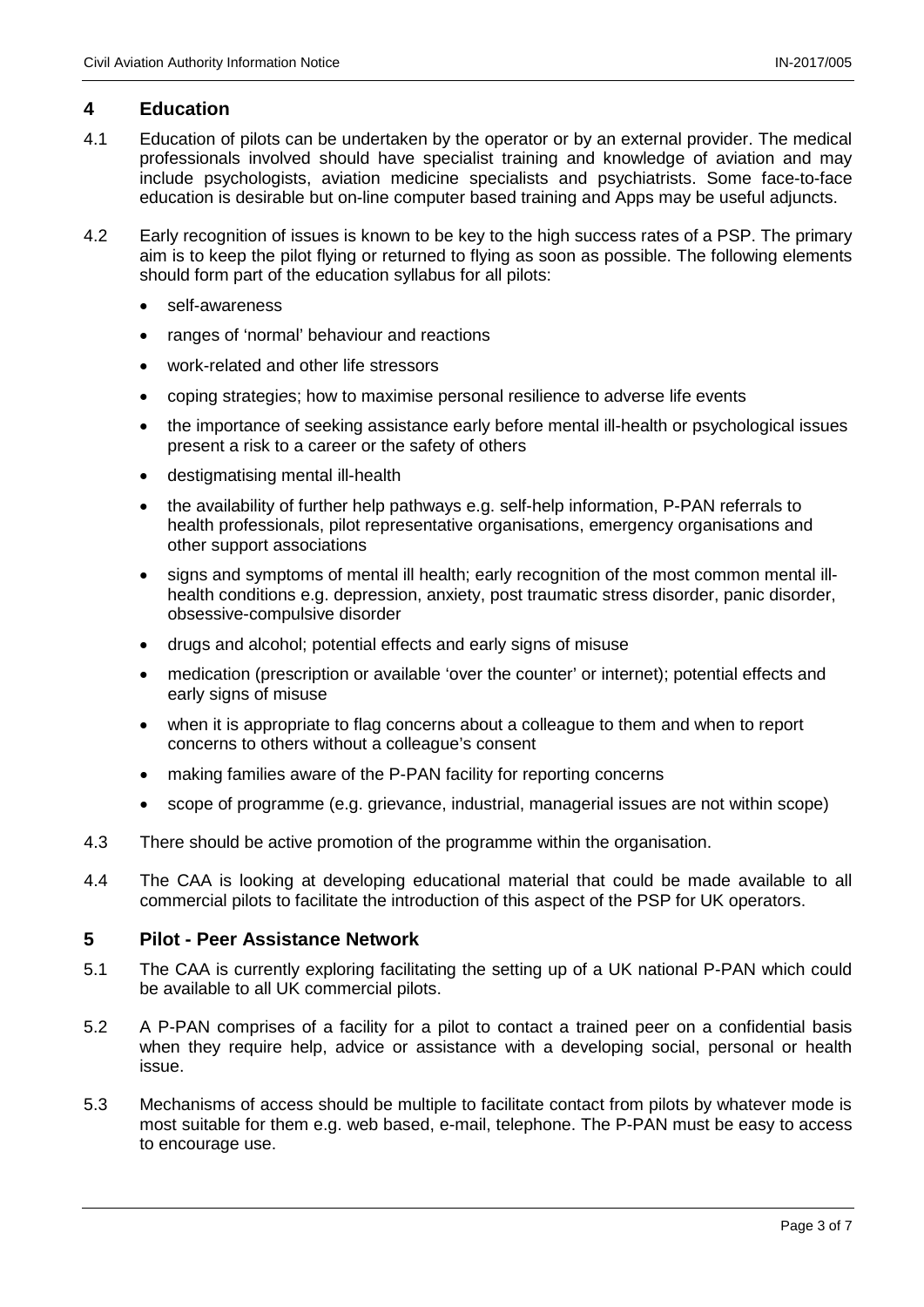## 4 Education

4.1 Education of pilots can be undertaken by the operator or by an external provider. The medical professionals involved should have specialist training and knowledge of aviation and may include psychologists, aviation medicine specialists and psychiatrists. Some face-to-face education is desirable but on-line computer based training and Apps may be useful adjuncts.

4.2 Early recognition of issues is known to be key to the high success rates of a PSP. The primary aim is to keep the pilot flying or returned to flying as soon as possible. The following elements should form part of the education syllabus for all pilots:

- self-awareness
- ranges of 'normal' behaviour and reactions
- work-related and other life stressors
- coping strategies; how to maximise personal resilience to adverse life events
- the importance of seeking assistance early before mental ill-health or psychological issues present a risk to a career or the safety of others
- destigmatising mental ill-health
- the availability of further help pathways e.g. self-help information, P-PAN referrals to health professionals, pilot representative organisations, emergency organisations and other support associations
- signs and symptoms of mental ill health; early recognition of the most common mental ill-health conditions e.g. depression, anxiety, post traumatic stress disorder, panic disorder, obsessive-compulsive disorder
- drugs and alcohol; potential effects and early signs of misuse
- medication (prescription or available 'over the counter' or internet); potential effects and early signs of misuse
- when it is appropriate to flag concerns about a colleague to them and when to report concerns to others without a colleague's consent
- making families aware of the P-PAN facility for reporting concerns
- scope of programme (e.g. grievance, industrial, managerial issues are not within scope)

4.3 There should be active promotion of the programme within the organisation.

4.4 The CAA is looking at developing educational material that could be made available to all commercial pilots to facilitate the introduction of this aspect of the PSP for UK operators.

## 5 Pilot - Peer Assistance Network

5.1 The CAA is currently exploring facilitating the setting up of a UK national P-PAN which could be available to all UK commercial pilots.

5.2 A P-PAN comprises of a facility for a pilot to contact a trained peer on a confidential basis when they require help, advice or assistance with a developing social, personal or health issue.

5.3 Mechanisms of access should be multiple to facilitate contact from pilots by whatever mode is most suitable for them e.g. web based, e-mail, telephone. The P-PAN must be easy to access to encourage use.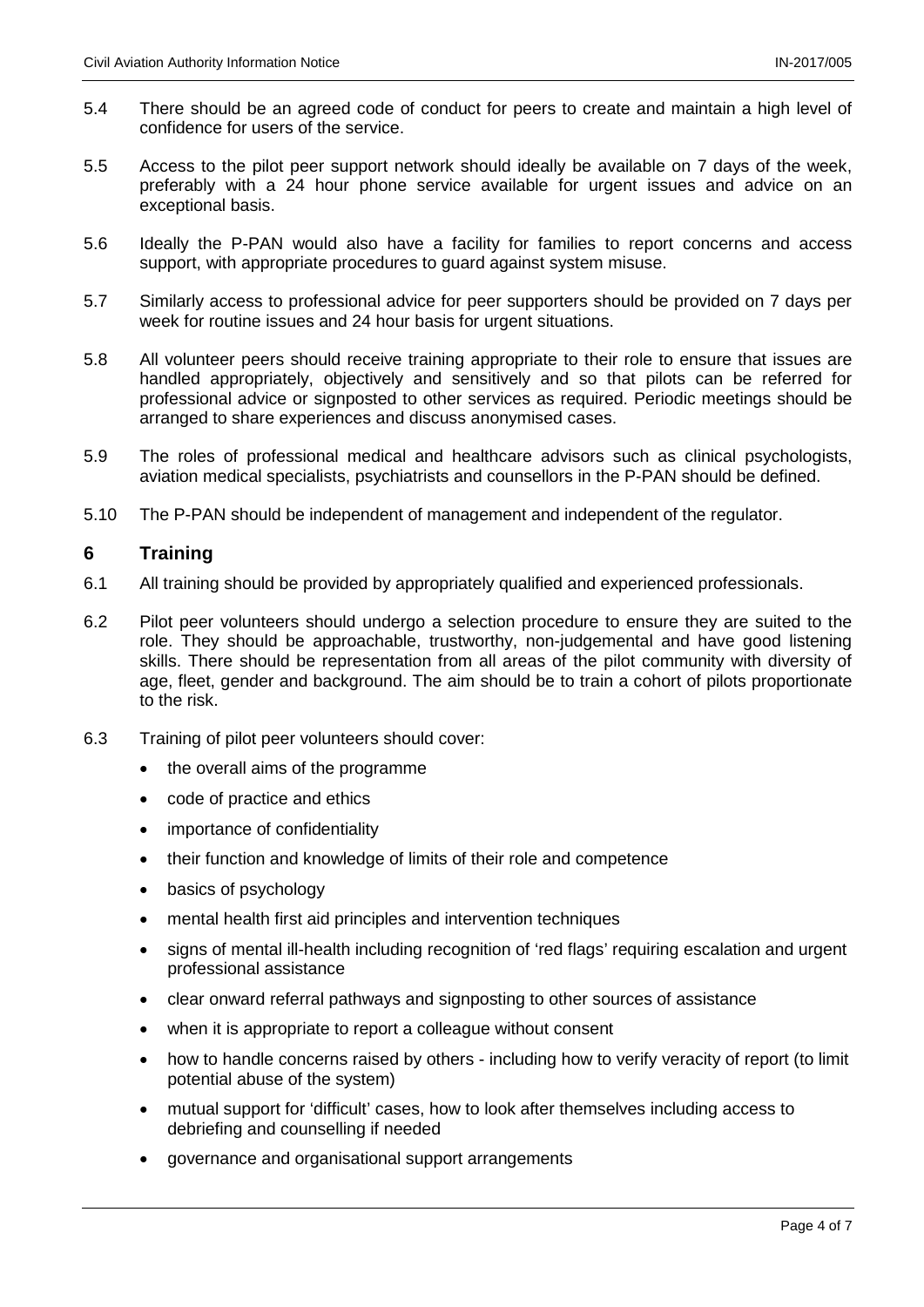5.4 There should be an agreed code of conduct for peers to create and maintain a high level of confidence for users of the service.

5.5 Access to the pilot peer support network should ideally be available on 7 days of the week, preferably with a 24 hour phone service available for urgent issues and advice on an exceptional basis.

5.6 Ideally the P-PAN would also have a facility for families to report concerns and access support, with appropriate procedures to guard against system misuse.

5.7 Similarly access to professional advice for peer supporters should be provided on 7 days per week for routine issues and 24 hour basis for urgent situations.

5.8 All volunteer peers should receive training appropriate to their role to ensure that issues are handled appropriately, objectively and sensitively and so that pilots can be referred for professional advice or signposted to other services as required. Periodic meetings should be arranged to share experiences and discuss anonymised cases.

5.9 The roles of professional medical and healthcare advisors such as clinical psychologists, aviation medical specialists, psychiatrists and counsellors in the P-PAN should be defined.

5.10 The P-PAN should be independent of management and independent of the regulator.

## 6 Training

6.1 All training should be provided by appropriately qualified and experienced professionals.

6.2 Pilot peer volunteers should undergo a selection procedure to ensure they are suited to the role. They should be approachable, trustworthy, non-judgemental and have good listening skills. There should be representation from all areas of the pilot community with diversity of age, fleet, gender and background. The aim should be to train a cohort of pilots proportionate to the risk.

6.3 Training of pilot peer volunteers should cover:

- the overall aims of the programme
- code of practice and ethics
- importance of confidentiality
- their function and knowledge of limits of their role and competence
- basics of psychology
- mental health first aid principles and intervention techniques
- signs of mental ill-health including recognition of 'red flags' requiring escalation and urgent professional assistance
- clear onward referral pathways and signposting to other sources of assistance
- when it is appropriate to report a colleague without consent
- how to handle concerns raised by others - including how to verify veracity of report (to limit potential abuse of the system)
- mutual support for 'difficult' cases, how to look after themselves including access to debriefing and counselling if needed
- governance and organisational support arrangements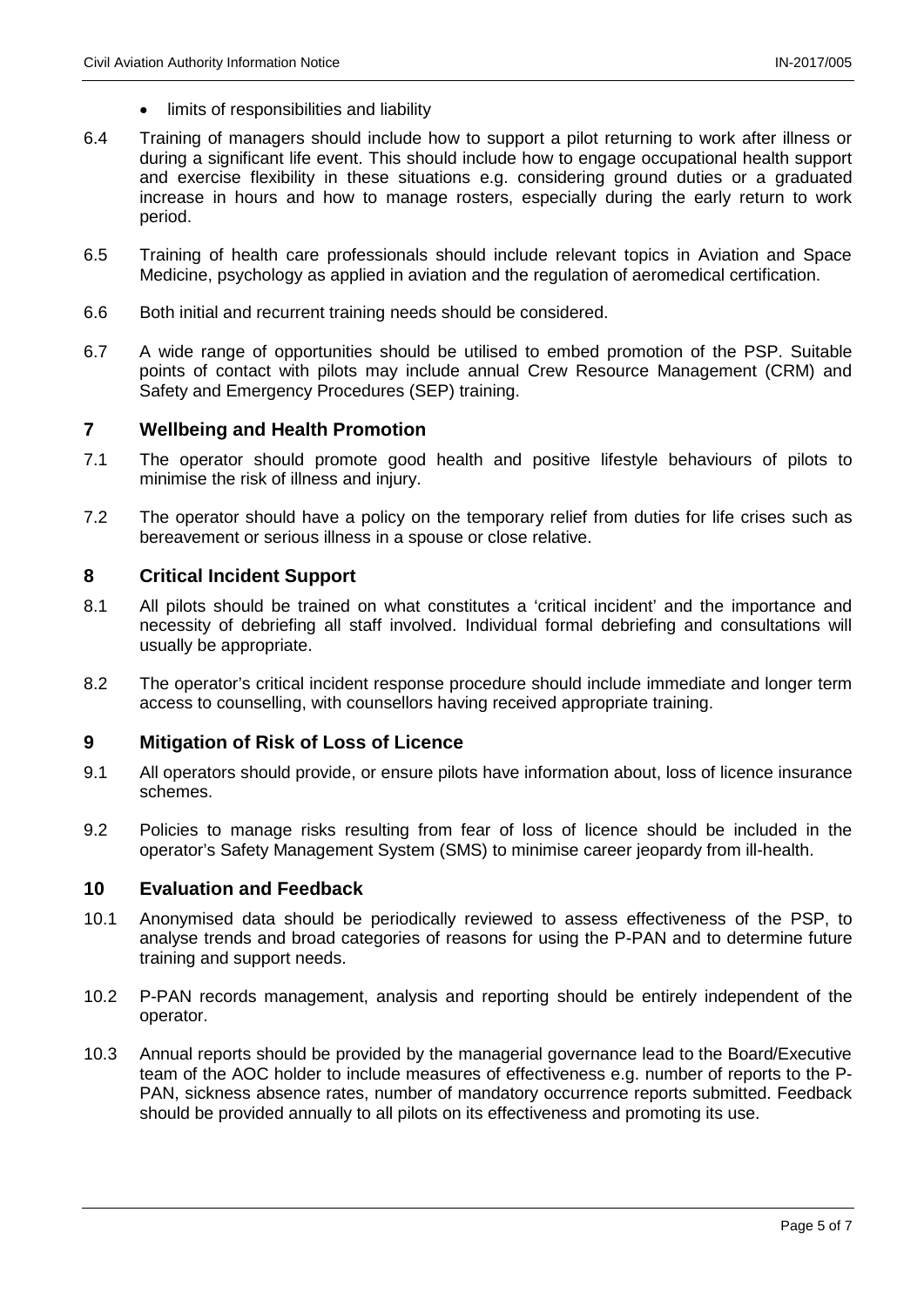- limits of responsibilities and liability

6.4 Training of managers should include how to support a pilot returning to work after illness or during a significant life event. This should include how to engage occupational health support and exercise flexibility in these situations e.g. considering ground duties or a graduated increase in hours and how to manage rosters, especially during the early return to work period.

6.5 Training of health care professionals should include relevant topics in Aviation and Space Medicine, psychology as applied in aviation and the regulation of aeromedical certification.

6.6 Both initial and recurrent training needs should be considered.

6.7 A wide range of opportunities should be utilised to embed promotion of the PSP. Suitable points of contact with pilots may include annual Crew Resource Management (CRM) and Safety and Emergency Procedures (SEP) training.

## 7 Wellbeing and Health Promotion

7.1 The operator should promote good health and positive lifestyle behaviours of pilots to minimise the risk of illness and injury.

7.2 The operator should have a policy on the temporary relief from duties for life crises such as bereavement or serious illness in a spouse or close relative.

## 8 Critical Incident Support

8.1 All pilots should be trained on what constitutes a 'critical incident' and the importance and necessity of debriefing all staff involved. Individual formal debriefing and consultations will usually be appropriate.

8.2 The operator's critical incident response procedure should include immediate and longer term access to counselling, with counsellors having received appropriate training.

## 9 Mitigation of Risk of Loss of Licence

9.1 All operators should provide, or ensure pilots have information about, loss of licence insurance schemes.

9.2 Policies to manage risks resulting from fear of loss of licence should be included in the operator's Safety Management System (SMS) to minimise career jeopardy from ill-health.

## 10 Evaluation and Feedback

10.1 Anonymised data should be periodically reviewed to assess effectiveness of the PSP, to analyse trends and broad categories of reasons for using the P-PAN and to determine future training and support needs.

10.2 P-PAN records management, analysis and reporting should be entirely independent of the operator.

10.3 Annual reports should be provided by the managerial governance lead to the Board/Executive team of the AOC holder to include measures of effectiveness e.g. number of reports to the P-PAN, sickness absence rates, number of mandatory occurrence reports submitted. Feedback should be provided annually to all pilots on its effectiveness and promoting its use.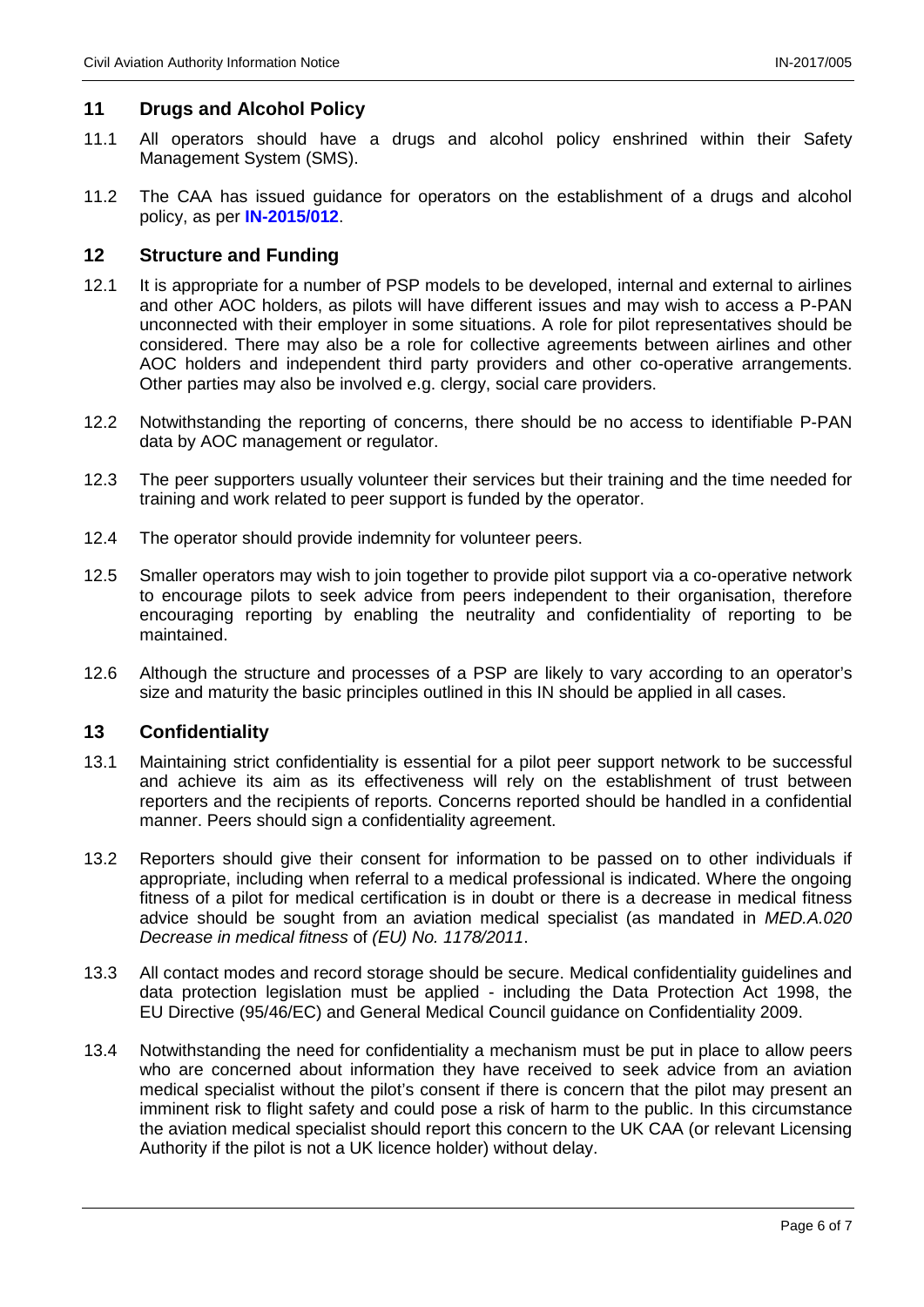## 11 Drugs and Alcohol Policy

11.1 All operators should have a drugs and alcohol policy enshrined within their Safety Management System (SMS).

11.2 The CAA has issued guidance for operators on the establishment of a drugs and alcohol policy, as per **IN-2015/012**.

## 12 Structure and Funding

12.1 It is appropriate for a number of PSP models to be developed, internal and external to airlines and other AOC holders, as pilots will have different issues and may wish to access a P-PAN unconnected with their employer in some situations. A role for pilot representatives should be considered. There may also be a role for collective agreements between airlines and other AOC holders and independent third party providers and other co-operative arrangements. Other parties may also be involved e.g. clergy, social care providers.

12.2 Notwithstanding the reporting of concerns, there should be no access to identifiable P-PAN data by AOC management or regulator.

12.3 The peer supporters usually volunteer their services but their training and the time needed for training and work related to peer support is funded by the operator.

12.4 The operator should provide indemnity for volunteer peers.

12.5 Smaller operators may wish to join together to provide pilot support via a co-operative network to encourage pilots to seek advice from peers independent to their organisation, therefore encouraging reporting by enabling the neutrality and confidentiality of reporting to be maintained.

12.6 Although the structure and processes of a PSP are likely to vary according to an operator's size and maturity the basic principles outlined in this IN should be applied in all cases.

## 13 Confidentiality

13.1 Maintaining strict confidentiality is essential for a pilot peer support network to be successful and achieve its aim as its effectiveness will rely on the establishment of trust between reporters and the recipients of reports. Concerns reported should be handled in a confidential manner. Peers should sign a confidentiality agreement.

13.2 Reporters should give their consent for information to be passed on to other individuals if appropriate, including when referral to a medical professional is indicated. Where the ongoing fitness of a pilot for medical certification is in doubt or there is a decrease in medical fitness advice should be sought from an aviation medical specialist (as mandated in *MED.A.020 Decrease in medical fitness* of *(EU) No. 1178/2011*.

13.3 All contact modes and record storage should be secure. Medical confidentiality guidelines and data protection legislation must be applied - including the Data Protection Act 1998, the EU Directive (95/46/EC) and General Medical Council guidance on Confidentiality 2009.

13.4 Notwithstanding the need for confidentiality a mechanism must be put in place to allow peers who are concerned about information they have received to seek advice from an aviation medical specialist without the pilot's consent if there is concern that the pilot may present an imminent risk to flight safety and could pose a risk of harm to the public. In this circumstance the aviation medical specialist should report this concern to the UK CAA (or relevant Licensing Authority if the pilot is not a UK licence holder) without delay.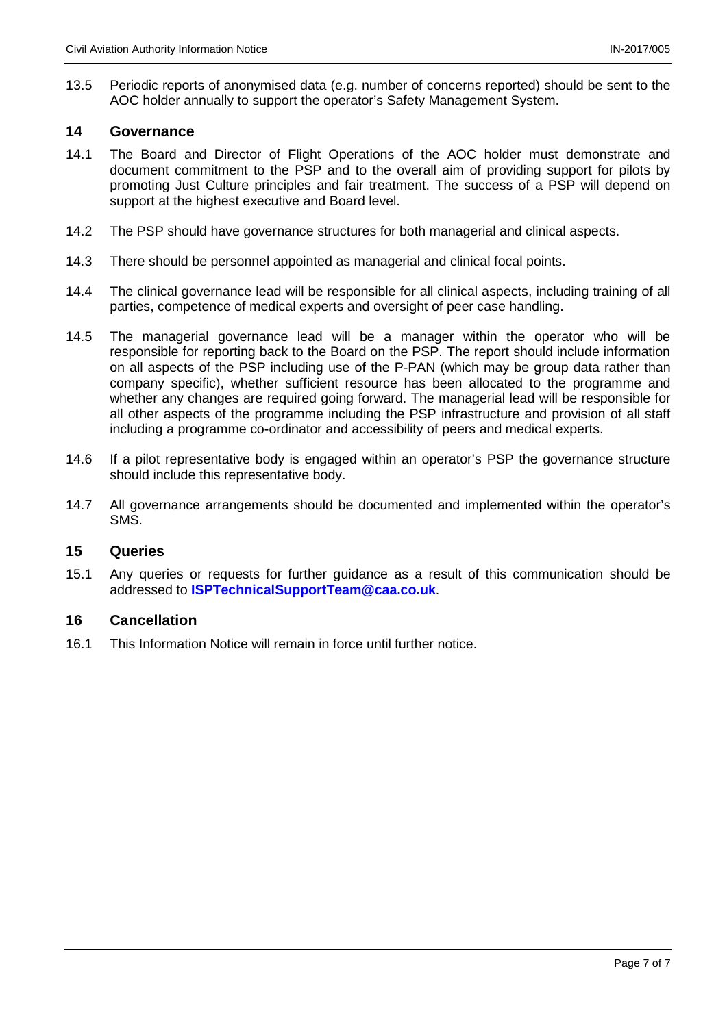13.5 Periodic reports of anonymised data (e.g. number of concerns reported) should be sent to the AOC holder annually to support the operator's Safety Management System.

## 14 Governance

14.1 The Board and Director of Flight Operations of the AOC holder must demonstrate and document commitment to the PSP and to the overall aim of providing support for pilots by promoting Just Culture principles and fair treatment. The success of a PSP will depend on support at the highest executive and Board level.

14.2 The PSP should have governance structures for both managerial and clinical aspects.

14.3 There should be personnel appointed as managerial and clinical focal points.

14.4 The clinical governance lead will be responsible for all clinical aspects, including training of all parties, competence of medical experts and oversight of peer case handling.

14.5 The managerial governance lead will be a manager within the operator who will be responsible for reporting back to the Board on the PSP. The report should include information on all aspects of the PSP including use of the P-PAN (which may be group data rather than company specific), whether sufficient resource has been allocated to the programme and whether any changes are required going forward. The managerial lead will be responsible for all other aspects of the programme including the PSP infrastructure and provision of all staff including a programme co-ordinator and accessibility of peers and medical experts.

14.6 If a pilot representative body is engaged within an operator's PSP the governance structure should include this representative body.

14.7 All governance arrangements should be documented and implemented within the operator's SMS.

## 15 Queries

15.1 Any queries or requests for further guidance as a result of this communication should be addressed to **ISPTechnicalSupportTeam@caa.co.uk**.

## 16 Cancellation

16.1 This Information Notice will remain in force until further notice.